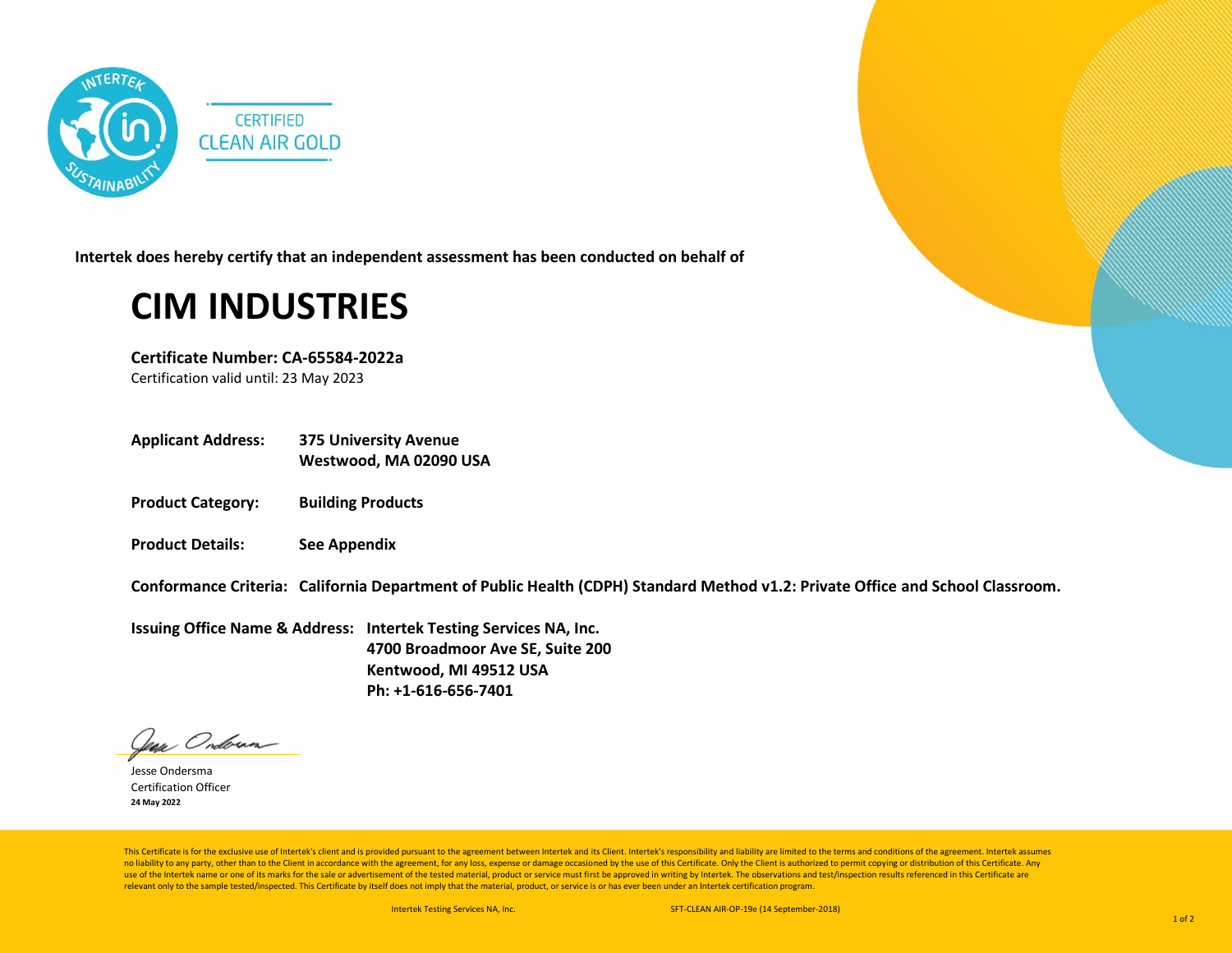CERTIFIED
CLEAN AIR GOLD

**Intertek does hereby certify that an independent assessment has been conducted on behalf of**

# CIM INDUSTRIES

**Certificate Number: CA-65584-2022a**
Certification valid until: 23 May 2023

**Applicant Address:** **375 University Avenue**
**Westwood, MA 02090 USA**

**Product Category:** **Building Products**

**Product Details:** **See Appendix**

**Conformance Criteria:** **California Department of Public Health (CDPH) Standard Method v1.2: Private Office and School Classroom.**

**Issuing Office Name & Address:** **Intertek Testing Services NA, Inc.**
**4700 Broadmoor Ave SE, Suite 200**
**Kentwood, MI 49512 USA**
**Ph: +1-616-656-7401**

Jesse Ondersma
Certification Officer
**24 May 2022**

This Certificate is for the exclusive use of Intertek's client and is provided pursuant to the agreement between Intertek and its Client. Intertek's responsibility and liability are limited to the terms and conditions of the agreement. Intertek assumes no liability to any party, other than to the Client in accordance with the agreement, for any loss, expense or damage occasioned by the use of this Certificate. Only the Client is authorized to permit copying or distribution of this Certificate. Any use of the Intertek name or one of its marks for the sale or advertisement of the tested material, product or service must first be approved in writing by Intertek. The observations and test/inspection results referenced in this Certificate are relevant only to the sample tested/inspected. This Certificate by itself does not imply that the material, product, or service is or has ever been under an Intertek certification program.

Intertek Testing Services NA, Inc. SFT-CLEAN AIR-OP-19e (14 September-2018)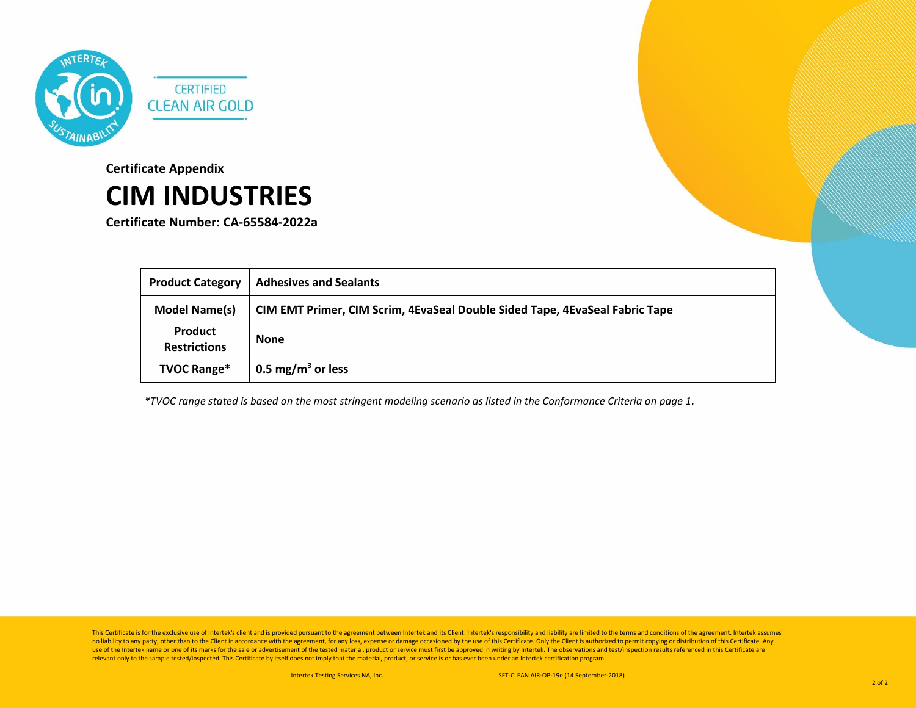CERTIFIED
CLEAN AIR GOLD

**Certificate Appendix**

# CIM INDUSTRIES

**Certificate Number: CA-65584-2022a**

| | |
|---|---|
| **Product Category** | **Adhesives and Sealants** |
| **Model Name(s)** | **CIM EMT Primer, CIM Scrim, 4EvaSeal Double Sided Tape, 4EvaSeal Fabric Tape** |
| **Product Restrictions** | **None** |
| **TVOC Range*** | **0.5 mg/m$^3$ or less** |

*\*TVOC range stated is based on the most stringent modeling scenario as listed in the Conformance Criteria on page 1.*

This Certificate is for the exclusive use of Intertek's client and is provided pursuant to the agreement between Intertek and its Client. Intertek's responsibility and liability are limited to the terms and conditions of the agreement. Intertek assumes no liability to any party, other than to the Client in accordance with the agreement, for any loss, expense or damage occasioned by the use of this Certificate. Only the Client is authorized to permit copying or distribution of this Certificate. Any use of the Intertek name or one of its marks for the sale or advertisement of the tested material, product or service must first be approved in writing by Intertek. The observations and test/inspection results referenced in this Certificate are relevant only to the sample tested/inspected. This Certificate by itself does not imply that the material, product, or service is or has ever been under an Intertek certification program.

Intertek Testing Services NA, Inc.

SFT-CLEAN AIR-OP-19e (14 September-2018)